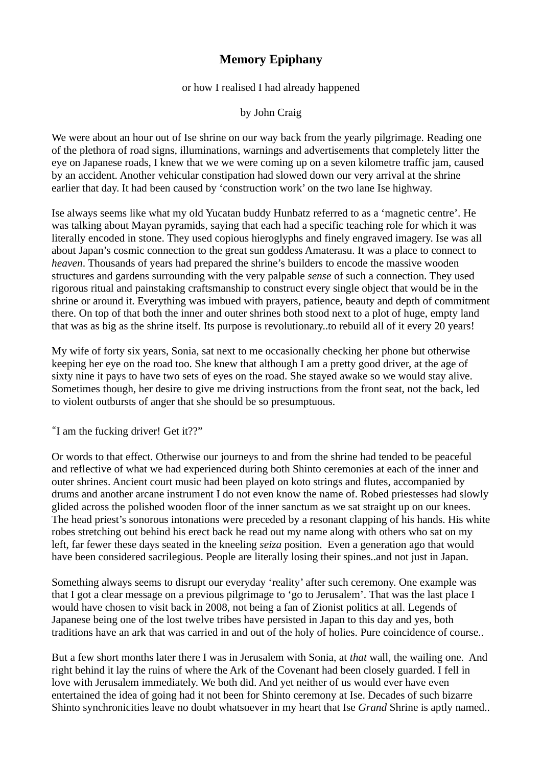# Memory Epiphany

or how I realised I had already happened

by John Craig

We were about an hour out of Ise shrine on our way back from the yearly pilgrimage. Reading one of the plethora of road signs, illuminations, warnings and advertisements that completely litter the eye on Japanese roads, I knew that we we were coming up on a seven kilometre traffic jam, caused by an accident. Another vehicular constipation had slowed down our very arrival at the shrine earlier that day. It had been caused by 'construction work' on the two lane Ise highway.

Ise always seems like what my old Yucatan buddy Hunbatz referred to as a 'magnetic centre'. He was talking about Mayan pyramids, saying that each had a specific teaching role for which it was literally encoded in stone. They used copious hieroglyphs and finely engraved imagery. Ise was all about Japan's cosmic connection to the great sun goddess Amaterasu. It was a place to connect to *heaven*. Thousands of years had prepared the shrine's builders to encode the massive wooden structures and gardens surrounding with the very palpable *sense* of such a connection. They used rigorous ritual and painstaking craftsmanship to construct every single object that would be in the shrine or around it. Everything was imbued with prayers, patience, beauty and depth of commitment there. On top of that both the inner and outer shrines both stood next to a plot of huge, empty land that was as big as the shrine itself. Its purpose is revolutionary..to rebuild all of it every 20 years!

My wife of forty six years, Sonia, sat next to me occasionally checking her phone but otherwise keeping her eye on the road too. She knew that although I am a pretty good driver, at the age of sixty nine it pays to have two sets of eyes on the road. She stayed awake so we would stay alive. Sometimes though, her desire to give me driving instructions from the front seat, not the back, led to violent outbursts of anger that she should be so presumptuous.

"I am the fucking driver! Get it??"

Or words to that effect. Otherwise our journeys to and from the shrine had tended to be peaceful and reflective of what we had experienced during both Shinto ceremonies at each of the inner and outer shrines. Ancient court music had been played on koto strings and flutes, accompanied by drums and another arcane instrument I do not even know the name of. Robed priestesses had slowly glided across the polished wooden floor of the inner sanctum as we sat straight up on our knees. The head priest's sonorous intonations were preceded by a resonant clapping of his hands. His white robes stretching out behind his erect back he read out my name along with others who sat on my left, far fewer these days seated in the kneeling *seiza* position. Even a generation ago that would have been considered sacrilegious. People are literally losing their spines..and not just in Japan.

Something always seems to disrupt our everyday 'reality' after such ceremony. One example was that I got a clear message on a previous pilgrimage to 'go to Jerusalem'. That was the last place I would have chosen to visit back in 2008, not being a fan of Zionist politics at all. Legends of Japanese being one of the lost twelve tribes have persisted in Japan to this day and yes, both traditions have an ark that was carried in and out of the holy of holies. Pure coincidence of course..

But a few short months later there I was in Jerusalem with Sonia, at *that* wall, the wailing one. And right behind it lay the ruins of where the Ark of the Covenant had been closely guarded. I fell in love with Jerusalem immediately. We both did. And yet neither of us would ever have even entertained the idea of going had it not been for Shinto ceremony at Ise. Decades of such bizarre Shinto synchronicities leave no doubt whatsoever in my heart that Ise *Grand* Shrine is aptly named..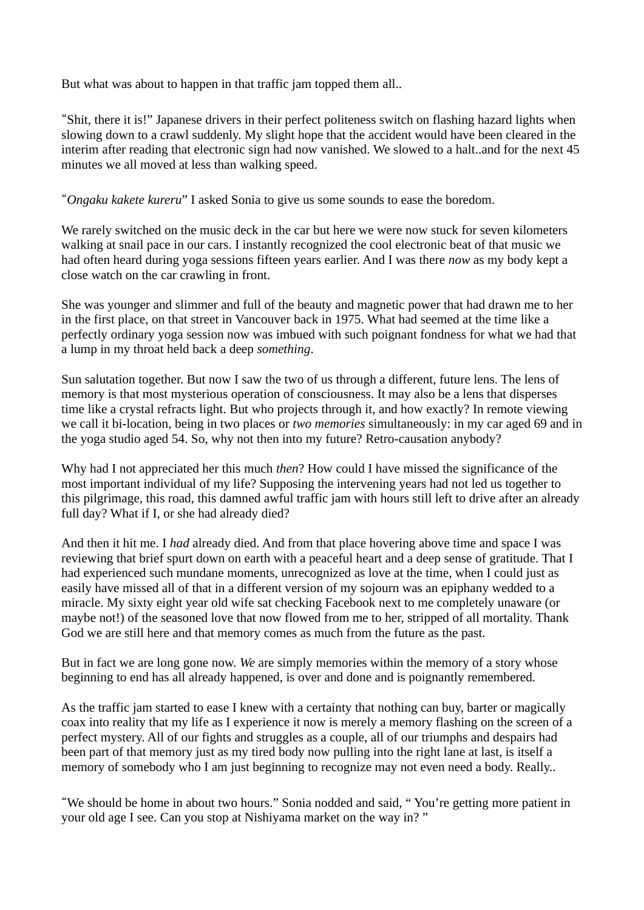But what was about to happen in that traffic jam topped them all..

“Shit, there it is!” Japanese drivers in their perfect politeness switch on flashing hazard lights when slowing down to a crawl suddenly. My slight hope that the accident would have been cleared in the interim after reading that electronic sign had now vanished. We slowed to a halt..and for the next 45 minutes we all moved at less than walking speed.

“*Ongaku kakete kureru*” I asked Sonia to give us some sounds to ease the boredom.

We rarely switched on the music deck in the car but here we were now stuck for seven kilometers walking at snail pace in our cars. I instantly recognized the cool electronic beat of that music we had often heard during yoga sessions fifteen years earlier. And I was there *now* as my body kept a close watch on the car crawling in front.

She was younger and slimmer and full of the beauty and magnetic power that had drawn me to her in the first place, on that street in Vancouver back in 1975. What had seemed at the time like a perfectly ordinary yoga session now was imbued with such poignant fondness for what we had that a lump in my throat held back a deep *something*.

Sun salutation together. But now I saw the two of us through a different, future lens. The lens of memory is that most mysterious operation of consciousness. It may also be a lens that disperses time like a crystal refracts light. But who projects through it, and how exactly? In remote viewing we call it bi-location, being in two places or *two memories* simultaneously: in my car aged 69 and in the yoga studio aged 54. So, why not then into my future? Retro-causation anybody?

Why had I not appreciated her this much *then*? How could I have missed the significance of the most important individual of my life? Supposing the intervening years had not led us together to this pilgrimage, this road, this damned awful traffic jam with hours still left to drive after an already full day? What if I, or she had already died?

And then it hit me. I *had* already died. And from that place hovering above time and space I was reviewing that brief spurt down on earth with a peaceful heart and a deep sense of gratitude. That I had experienced such mundane moments, unrecognized as love at the time, when I could just as easily have missed all of that in a different version of my sojourn was an epiphany wedded to a miracle. My sixty eight year old wife sat checking Facebook next to me completely unaware (or maybe not!) of the seasoned love that now flowed from me to her, stripped of all mortality. Thank God we are still here and that memory comes as much from the future as the past.

But in fact we are long gone now. *We* are simply memories within the memory of a story whose beginning to end has all already happened, is over and done and is poignantly remembered.

As the traffic jam started to ease I knew with a certainty that nothing can buy, barter or magically coax into reality that my life as I experience it now is merely a memory flashing on the screen of a perfect mystery. All of our fights and struggles as a couple, all of our triumphs and despairs had been part of that memory just as my tired body now pulling into the right lane at last, is itself a memory of somebody who I am just beginning to recognize may not even need a body. Really..

“We should be home in about two hours.” Sonia nodded and said, “ You’re getting more patient in your old age I see. Can you stop at Nishiyama market on the way in? ”